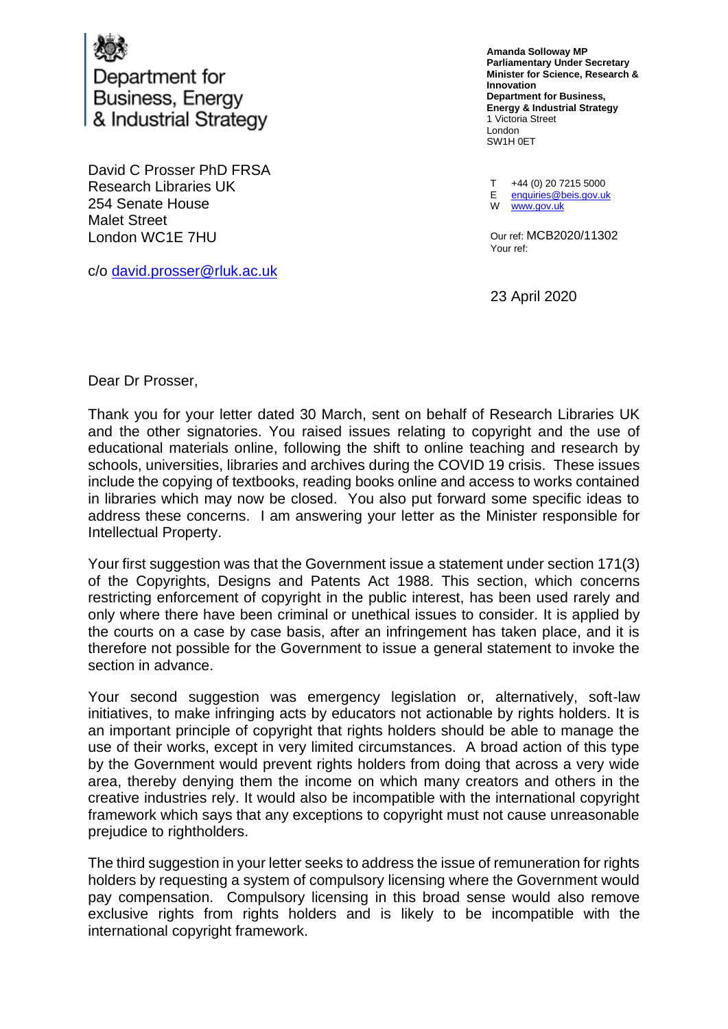Department for Business, Energy & Industrial Strategy

**Amanda Solloway MP**
**Parliamentary Under Secretary**
**Minister for Science, Research & Innovation**
**Department for Business, Energy & Industrial Strategy**
1 Victoria Street
London
SW1H 0ET

T +44 (0) 20 7215 5000
E enquiries@beis.gov.uk
W www.gov.uk

David C Prosser PhD FRSA
Research Libraries UK
254 Senate House
Malet Street
London WC1E 7HU

c/o david.prosser@rluk.ac.uk

Our ref: MCB2020/11302
Your ref:

23 April 2020

Dear Dr Prosser,

Thank you for your letter dated 30 March, sent on behalf of Research Libraries UK and the other signatories. You raised issues relating to copyright and the use of educational materials online, following the shift to online teaching and research by schools, universities, libraries and archives during the COVID 19 crisis. These issues include the copying of textbooks, reading books online and access to works contained in libraries which may now be closed. You also put forward some specific ideas to address these concerns. I am answering your letter as the Minister responsible for Intellectual Property.

Your first suggestion was that the Government issue a statement under section 171(3) of the Copyrights, Designs and Patents Act 1988. This section, which concerns restricting enforcement of copyright in the public interest, has been used rarely and only where there have been criminal or unethical issues to consider. It is applied by the courts on a case by case basis, after an infringement has taken place, and it is therefore not possible for the Government to issue a general statement to invoke the section in advance.

Your second suggestion was emergency legislation or, alternatively, soft-law initiatives, to make infringing acts by educators not actionable by rights holders. It is an important principle of copyright that rights holders should be able to manage the use of their works, except in very limited circumstances. A broad action of this type by the Government would prevent rights holders from doing that across a very wide area, thereby denying them the income on which many creators and others in the creative industries rely. It would also be incompatible with the international copyright framework which says that any exceptions to copyright must not cause unreasonable prejudice to rightholders.

The third suggestion in your letter seeks to address the issue of remuneration for rights holders by requesting a system of compulsory licensing where the Government would pay compensation. Compulsory licensing in this broad sense would also remove exclusive rights from rights holders and is likely to be incompatible with the international copyright framework.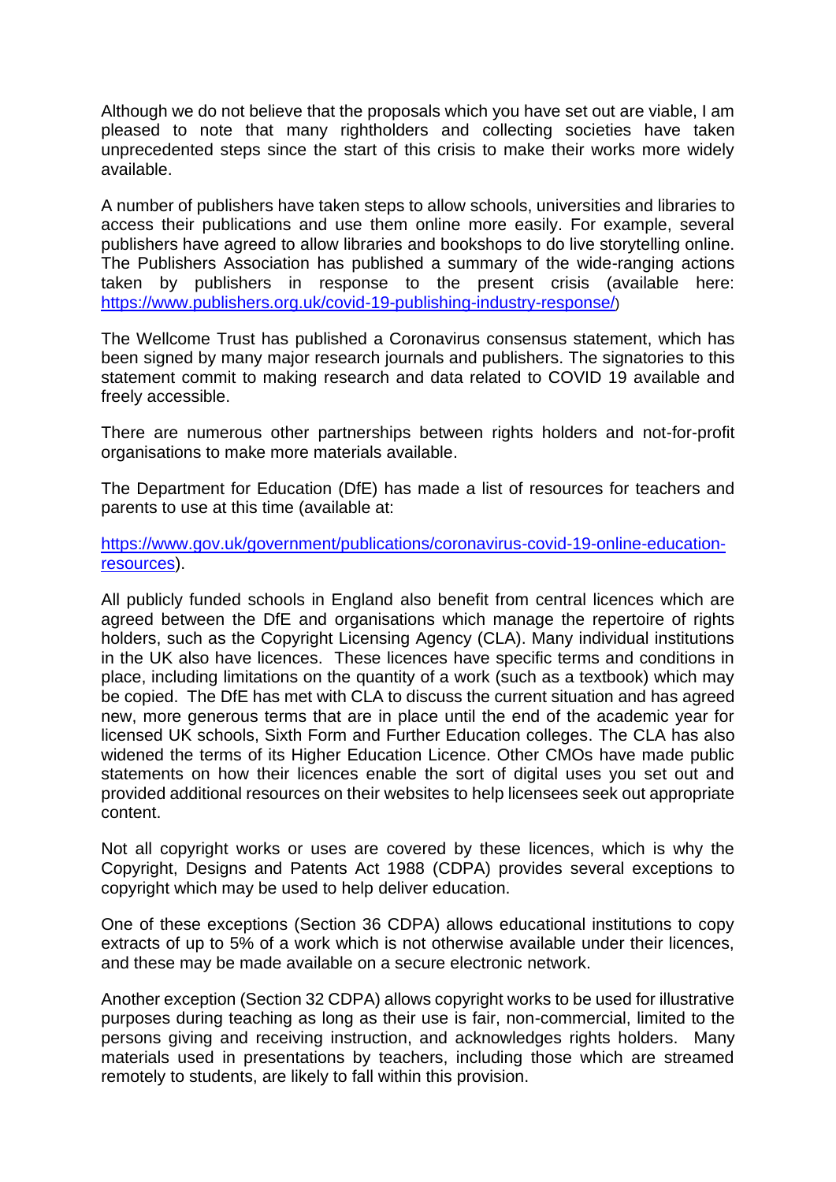Although we do not believe that the proposals which you have set out are viable, I am pleased to note that many rightholders and collecting societies have taken unprecedented steps since the start of this crisis to make their works more widely available.

A number of publishers have taken steps to allow schools, universities and libraries to access their publications and use them online more easily. For example, several publishers have agreed to allow libraries and bookshops to do live storytelling online. The Publishers Association has published a summary of the wide-ranging actions taken by publishers in response to the present crisis (available here: [https://www.publishers.org.uk/covid-19-publishing-industry-response/](https://www.publishers.org.uk/covid-19-publishing-industry-response/))

The Wellcome Trust has published a Coronavirus consensus statement, which has been signed by many major research journals and publishers. The signatories to this statement commit to making research and data related to COVID 19 available and freely accessible.

There are numerous other partnerships between rights holders and not-for-profit organisations to make more materials available.

The Department for Education (DfE) has made a list of resources for teachers and parents to use at this time (available at:

[https://www.gov.uk/government/publications/coronavirus-covid-19-online-education-resources](https://www.gov.uk/government/publications/coronavirus-covid-19-online-education-resources)).

All publicly funded schools in England also benefit from central licences which are agreed between the DfE and organisations which manage the repertoire of rights holders, such as the Copyright Licensing Agency (CLA). Many individual institutions in the UK also have licences. These licences have specific terms and conditions in place, including limitations on the quantity of a work (such as a textbook) which may be copied. The DfE has met with CLA to discuss the current situation and has agreed new, more generous terms that are in place until the end of the academic year for licensed UK schools, Sixth Form and Further Education colleges. The CLA has also widened the terms of its Higher Education Licence. Other CMOs have made public statements on how their licences enable the sort of digital uses you set out and provided additional resources on their websites to help licensees seek out appropriate content.

Not all copyright works or uses are covered by these licences, which is why the Copyright, Designs and Patents Act 1988 (CDPA) provides several exceptions to copyright which may be used to help deliver education.

One of these exceptions (Section 36 CDPA) allows educational institutions to copy extracts of up to 5% of a work which is not otherwise available under their licences, and these may be made available on a secure electronic network.

Another exception (Section 32 CDPA) allows copyright works to be used for illustrative purposes during teaching as long as their use is fair, non-commercial, limited to the persons giving and receiving instruction, and acknowledges rights holders. Many materials used in presentations by teachers, including those which are streamed remotely to students, are likely to fall within this provision.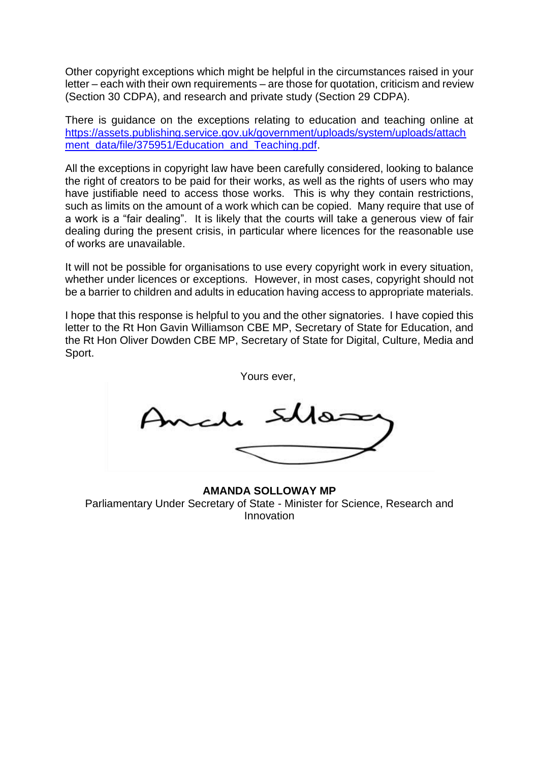Other copyright exceptions which might be helpful in the circumstances raised in your letter – each with their own requirements – are those for quotation, criticism and review (Section 30 CDPA), and research and private study (Section 29 CDPA).

There is guidance on the exceptions relating to education and teaching online at [https://assets.publishing.service.gov.uk/government/uploads/system/uploads/attachment_data/file/375951/Education_and_Teaching.pdf](https://assets.publishing.service.gov.uk/government/uploads/system/uploads/attachment_data/file/375951/Education_and_Teaching.pdf).

All the exceptions in copyright law have been carefully considered, looking to balance the right of creators to be paid for their works, as well as the rights of users who may have justifiable need to access those works. This is why they contain restrictions, such as limits on the amount of a work which can be copied. Many require that use of a work is a "fair dealing". It is likely that the courts will take a generous view of fair dealing during the present crisis, in particular where licences for the reasonable use of works are unavailable.

It will not be possible for organisations to use every copyright work in every situation, whether under licences or exceptions. However, in most cases, copyright should not be a barrier to children and adults in education having access to appropriate materials.

I hope that this response is helpful to you and the other signatories. I have copied this letter to the Rt Hon Gavin Williamson CBE MP, Secretary of State for Education, and the Rt Hon Oliver Dowden CBE MP, Secretary of State for Digital, Culture, Media and Sport.

Yours ever,

**AMANDA SOLLOWAY MP**
Parliamentary Under Secretary of State - Minister for Science, Research and Innovation